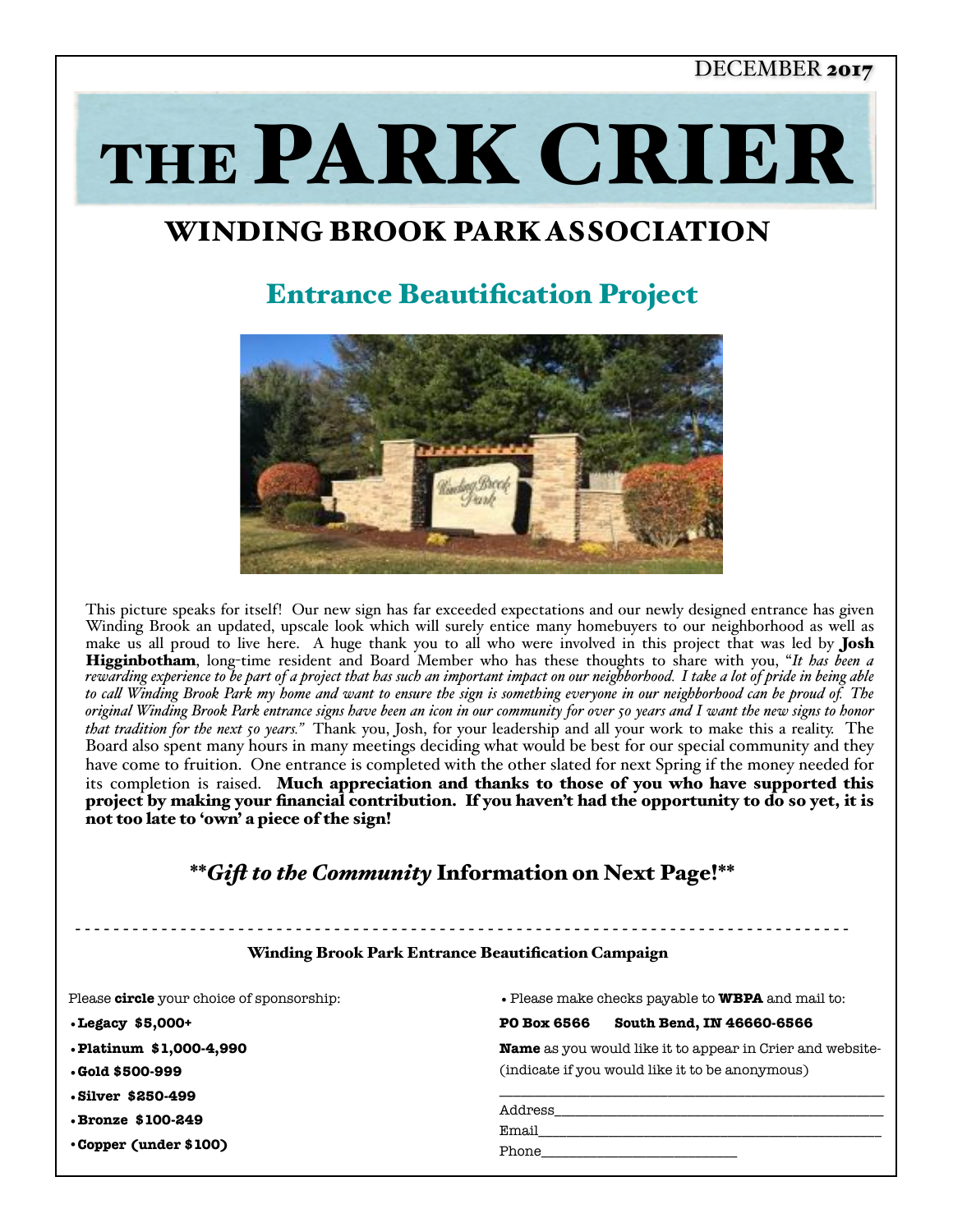DECEMBER 2017

# THE PARK CRIER

## WINDING BROOK PARK ASSOCIATION

## Entrance Beautification Project

This picture speaks for itself! Our new sign has far exceeded expectations and our newly designed entrance has given Winding Brook an updated, upscale look which will surely entice many homebuyers to our neighborhood as well as make us all proud to live here. A huge thank you to all who were involved in this project that was led by **Josh Higginbotham**, long-time resident and Board Member who has these thoughts to share with you, "*It has been a rewarding experience to be part of a project that has such an important impact on our neighborhood. I take a lot of pride in being able to call Winding Brook Park my home and want to ensure the sign is something everyone in our neighborhood can be proud of. The original Winding Brook Park entrance signs have been an icon in our community for over 50 years and I want the new signs to honor that tradition for the next 50 years.*" Thank you, Josh, for your leadership and all your work to make this a reality. The Board also spent many hours in many meetings deciding what would be best for our special community and they have come to fruition. One entrance is completed with the other slated for next Spring if the money needed for its completion is raised. **Much appreciation and thanks to those of you who have supported this project by making your financial contribution. If you haven't had the opportunity to do so yet, it is not too late to 'own' a piece of the sign!**

### \*\**Gift to the Community* Information on Next Page!\*\*

- - - - - - - - - - - - - - - - - - - - - - - - - - - - - - - - - - - - - - - - - - - - - - - -

**Winding Brook Park Entrance Beautification Campaign**

Please **circle** your choice of sponsorship:

- **Legacy $5,000+**
- **Platinum $1,000-4,990**
- **Gold $500-999**
- **Silver $250-499**
- **Bronze $100-249**
- **Copper (under $100)**

- Please make checks payable to **WBPA** and mail to:

**PO Box 6566 South Bend, IN 46660-6566**

**Name** as you would like it to appear in Crier and website-(indicate if you would like it to be anonymous)

______________________________________________

Address________________________________________

Email__________________________________________

Phone_________________________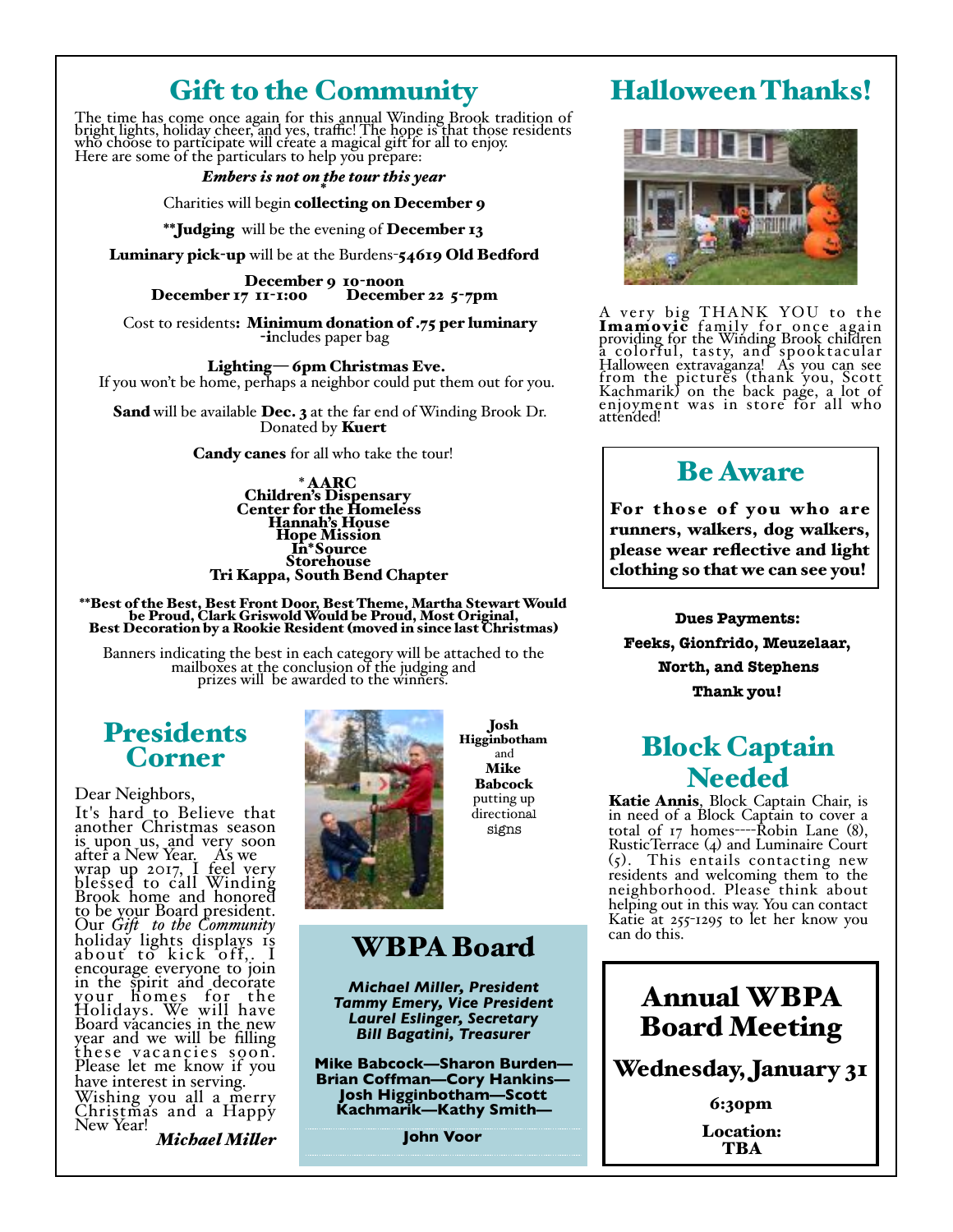## Gift to the Community

The time has come once again for this annual Winding Brook tradition of bright lights, holiday cheer, and yes, traffic! The hope is that those residents who choose to participate will create a magical gift for all to enjoy.
Here are some of the particulars to help you prepare:

***Embers is not on the tour this year***

*Charities will begin **collecting on December 9**

****Judging** will be the evening of **December 13**

**Luminary pick-up** will be at the Burdens-**54619 Old Bedford**

**December 9 10-noon**
**December 17 11-1:00** **December 22 5-7pm**

Cost to residents**: Minimum donation of .75 per luminary -i**ncludes paper bag

**Lighting— 6pm Christmas Eve.**
If you won't be home, perhaps a neighbor could put them out for you.

**Sand** will be available **Dec. 3** at the far end of Winding Brook Dr. Donated by **Kuert**

**Candy canes** for all who take the tour!

**\* AARC**
**Children's Dispensary**
**Center for the Homeless**
**Hannah's House**
**Hope Mission**
**In\*Source**
**Storehouse**
**Tri Kappa, South Bend Chapter**

****Best of the Best, Best Front Door, Best Theme, Martha Stewart Would be Proud, Clark Griswold Would be Proud, Most Original, Best Decoration by a Rookie Resident (moved in since last Christmas)**

Banners indicating the best in each category will be attached to the mailboxes at the conclusion of the judging and prizes will be awarded to the winners.

## Presidents Corner

Dear Neighbors,

It's hard to Believe that another Christmas season is upon us, and very soon after a New Year. As we wrap up 2017, I feel very blessed to call Winding Brook home and honored to be your Board president. Our *Gift to the Community* holiday lights displays is about to kick off,. I encourage everyone to join in the spirit and decorate your homes for the Holidays. We will have Board vacancies in the new year and we will be filling these vacancies soon. Please let me know if you have interest in serving.
Wishing you all a merry Christmas and a Happy New Year!

***Michael Miller***

**Josh Higginbotham** and **Mike Babcock** putting up directional signs

## WBPA Board

***Michael Miller, President***
***Tammy Emery, Vice President***
***Laurel Eslinger, Secretary***
***Bill Bagatini, Treasurer***

**Mike Babcock—Sharon Burden—Brian Coffman—Cory Hankins—Josh Higginbotham—Scott Kachmarik—Kathy Smith—**

**John Voor**

## Halloween Thanks!

A very big THANK YOU to the **Imamovic** family for once again providing for the Winding Brook children a colorful, tasty, and spooktacular Halloween extravaganza! As you can see from the pictures (thank you, Scott Kachmarik) on the back page, a lot of enjoyment was in store for all who attended!

## Be Aware

**For those of you who are runners, walkers, dog walkers, please wear reflective and light clothing so that we can see you!**

**Dues Payments:**
**Feeks, Gionfrido, Meuzelaar, North, and Stephens**
**Thank you!**

## Block Captain Needed

**Katie Annis**, Block Captain Chair, is in need of a Block Captain to cover a total of 17 homes----Robin Lane (8), RusticTerrace (4) and Luminaire Court (5). This entails contacting new residents and welcoming them to the neighborhood. Please think about helping out in this way. You can contact Katie at 255-1295 to let her know you can do this.

## Annual WBPA Board Meeting

**Wednesday, January 31**

**6:30pm**

**Location: TBA**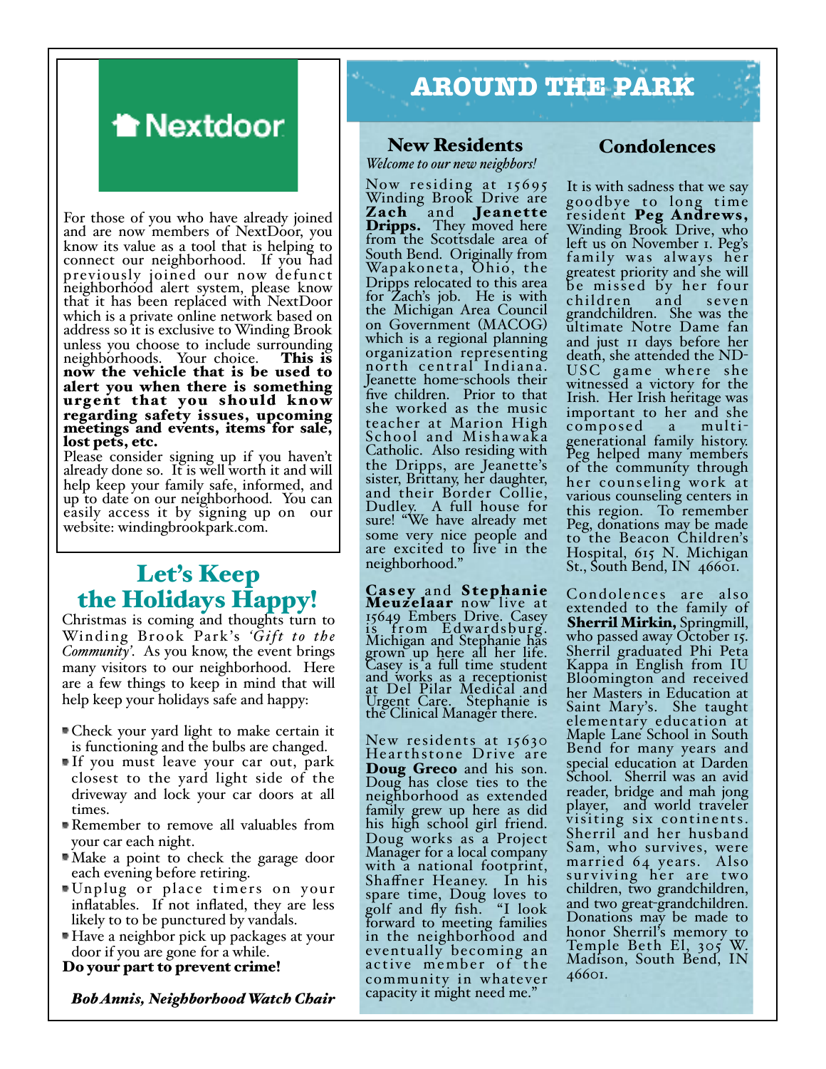Nextdoor

For those of you who have already joined and are now members of NextDoor, you know its value as a tool that is helping to connect our neighborhood. If you had previously joined our now defunct neighborhood alert system, please know that it has been replaced with NextDoor which is a private online network based on address so it is exclusive to Winding Brook unless you choose to include surrounding neighborhoods. Your choice. **This is now the vehicle that is be used to alert you when there is something urgent that you should know regarding safety issues, upcoming meetings and events, items for sale, lost pets, etc.**

Please consider signing up if you haven't already done so. It is well worth it and will help keep your family safe, informed, and up to date on our neighborhood. You can easily access it by signing up on our website: windingbrookpark.com.

## Let's Keep the Holidays Happy!

Christmas is coming and thoughts turn to Winding Brook Park's *'Gift to the Community'*. As you know, the event brings many visitors to our neighborhood. Here are a few things to keep in mind that will help keep your holidays safe and happy:

- Check your yard light to make certain it is functioning and the bulbs are changed.
- If you must leave your car out, park closest to the yard light side of the driveway and lock your car doors at all times.
- Remember to remove all valuables from your car each night.
- Make a point to check the garage door each evening before retiring.
- Unplug or place timers on your inflatables. If not inflated, they are less likely to to be punctured by vandals.
- Have a neighbor pick up packages at your door if you are gone for a while.

**Do your part to prevent crime!**

***Bob Annis, Neighborhood Watch Chair***

# AROUND THE PARK

## New Residents

*Welcome to our new neighbors!*

Now residing at 15695 Winding Brook Drive are **Zach** and **Jeanette Dripps.** They moved here from the Scottsdale area of South Bend. Originally from Wapakoneta, Ohio, the Dripps relocated to this area for Zach's job. He is with the Michigan Area Council on Government (MACOG) which is a regional planning organization representing north central Indiana. Jeanette home-schools their five children. Prior to that she worked as the music teacher at Marion High School and Mishawaka Catholic. Also residing with the Dripps, are Jeanette's sister, Brittany, her daughter, and their Border Collie, Dudley. A full house for sure! "We have already met some very nice people and are excited to live in the neighborhood."

**Casey** and **Stephanie Meuzelaar** now live at 15649 Embers Drive. Casey is from Edwardsburg. Michigan and Stephanie has grown up here all her life. Casey is a full time student and works as a receptionist at Del Pilar Medical and Urgent Care. Stephanie is the Clinical Manager there.

New residents at 15630 Hearthstone Drive are **Doug Greco** and his son. Doug has close ties to the neighborhood as extended family grew up here as did his high school girl friend. Doug works as a Project Manager for a local company with a national footprint, Shaffner Heaney. In his spare time, Doug loves to golf and fly fish. "I look forward to meeting families in the neighborhood and eventually becoming an active member of the community in whatever capacity it might need me."

## Condolences

It is with sadness that we say goodbye to long time resident **Peg Andrews,** Winding Brook Drive, who left us on November 1. Peg's family was always her greatest priority and she will be missed by her four children and seven grandchildren. She was the ultimate Notre Dame fan and just 11 days before her death, she attended the ND-USC game where she witnessed a victory for the Irish. Her Irish heritage was important to her and she composed a multi-generational family history. Peg helped many members of the community through her counseling work at various counseling centers in this region. To remember Peg, donations may be made to the Beacon Children's Hospital, 615 N. Michigan St., South Bend, IN 46601.

Condolences are also extended to the family of **Sherril Mirkin,** Springmill, who passed away October 15. Sherril graduated Phi Peta Kappa in English from IU Bloomington and received her Masters in Education at Saint Mary's. She taught elementary education at Maple Lane School in South Bend for many years and special education at Darden School. Sherril was an avid reader, bridge and mah jong player, and world traveler visiting six continents. Sherril and her husband Sam, who survives, were married 64 years. Also surviving her are two children, two grandchildren, and two great-grandchildren. Donations may be made to honor Sherril's memory to Temple Beth El, 305 W. Madison, South Bend, IN 46601.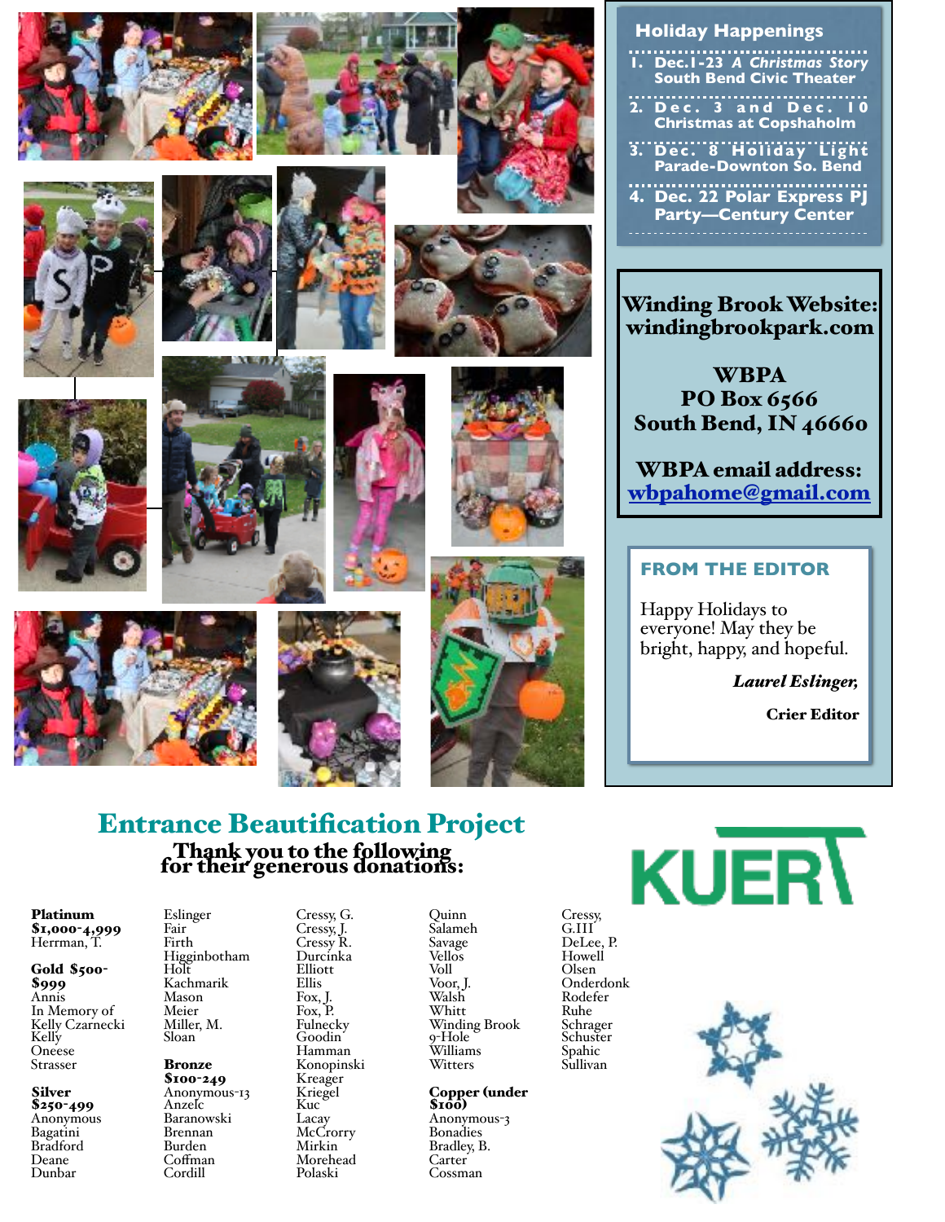## Holiday Happenings

1. **Dec.1-23** ***A Christmas Story*** **South Bend Civic Theater**
2. **Dec. 3 and Dec. 10 Christmas at Copshaholm**
3. **Dec. 8 Holiday Light Parade-Downton So. Bend**
4. **Dec. 22 Polar Express PJ Party—Century Center**

**Winding Brook Website: windingbrookpark.com**

**WBPA**
**PO Box 6566**
**South Bend, IN 46660**

**WBPA email address:**
**wbpahome@gmail.com**

### FROM THE EDITOR

Happy Holidays to everyone! May they be bright, happy, and hopeful.

***Laurel Eslinger,***

**Crier Editor**

## Entrance Beautification Project

**Thank you to the following for their generous donations:**

**Platinum $1,000-4,999**
Herrman, T.

**Gold $500-$999**
Annis
In Memory of Kelly Czarnecki
Kelly
Oneese
Strasser

**Silver $250-499**
Anonymous
Bagatini
Bradford
Deane
Dunbar
Eslinger
Fair
Firth
Higginbotham
Holt
Kachmarik
Mason
Meier
Miller, M.
Sloan

**Bronze $100-249**
Anonymous-13
Anzelc
Baranowski
Brennan
Burden
Coffman
Cordill
Cressy, G.
Cressy, J.
Cressy R.
Durcinka
Elliott
Ellis
Fox, J.
Fox, P.
Fulnecky
Goodin
Hamman
Konopinski
Kreager
Kriegel
Kuc
Lacay
McCrorry
Mirkin
Morehead
Polaski
Quinn
Salameh
Savage
Vellos
Voll
Voor, J.
Walsh
Whitt
Winding Brook 9-Hole
Williams
Witters

**Copper (under $100)**
Anonymous-3
Bonadies
Bradley, B.
Carter
Cossman
Cressy, G.III
DeLee, P.
Howell
Olsen
Onderdonk
Rodefer
Ruhe
Schrager
Schuster
Spahic
Sullivan

KUERT